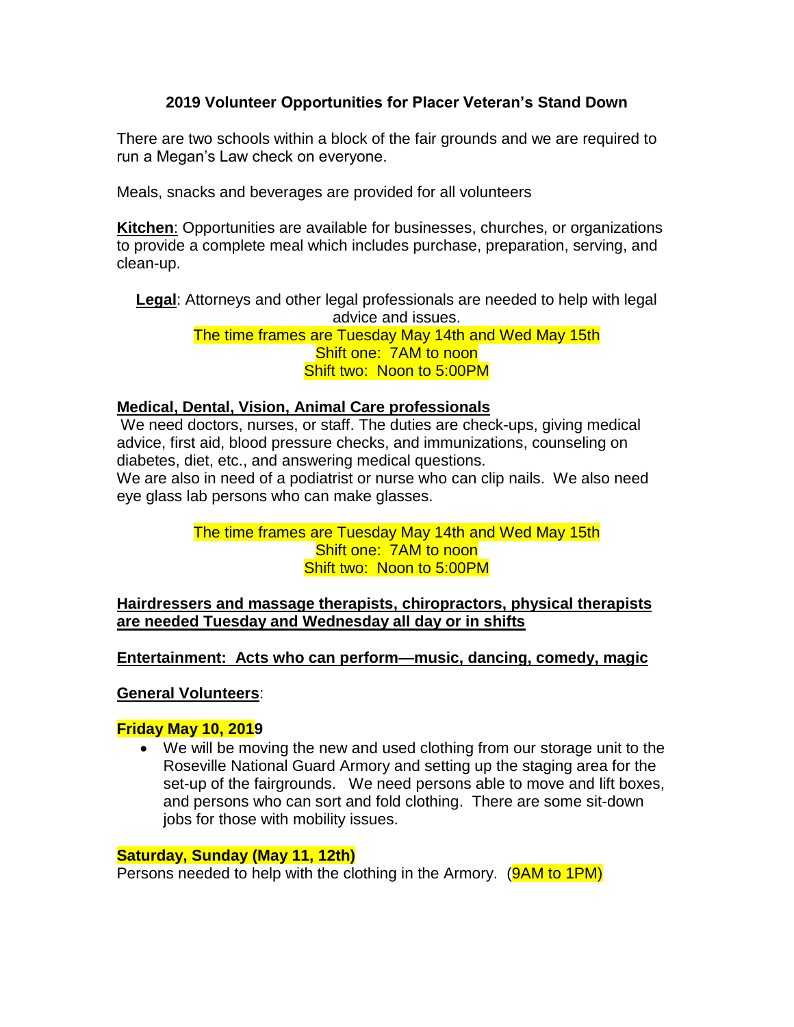# 2019 Volunteer Opportunities for Placer Veteran's Stand Down

There are two schools within a block of the fair grounds and we are required to run a Megan's Law check on everyone.

Meals, snacks and beverages are provided for all volunteers

**Kitchen**: Opportunities are available for businesses, churches, or organizations to provide a complete meal which includes purchase, preparation, serving, and clean-up.

**Legal**: Attorneys and other legal professionals are needed to help with legal advice and issues.

The time frames are Tuesday May 14th and Wed May 15th
Shift one: 7AM to noon
Shift two: Noon to 5:00PM

**Medical, Dental, Vision, Animal Care professionals**

We need doctors, nurses, or staff. The duties are check-ups, giving medical advice, first aid, blood pressure checks, and immunizations, counseling on diabetes, diet, etc., and answering medical questions.
We are also in need of a podiatrist or nurse who can clip nails. We also need eye glass lab persons who can make glasses.

The time frames are Tuesday May 14th and Wed May 15th
Shift one: 7AM to noon
Shift two: Noon to 5:00PM

**Hairdressers and massage therapists, chiropractors, physical therapists are needed Tuesday and Wednesday all day or in shifts**

**Entertainment: Acts who can perform—music, dancing, comedy, magic**

**General Volunteers**:

**Friday May 10, 2019**

- We will be moving the new and used clothing from our storage unit to the Roseville National Guard Armory and setting up the staging area for the set-up of the fairgrounds. We need persons able to move and lift boxes, and persons who can sort and fold clothing. There are some sit-down jobs for those with mobility issues.

**Saturday, Sunday (May 11, 12th)**

Persons needed to help with the clothing in the Armory. (9AM to 1PM)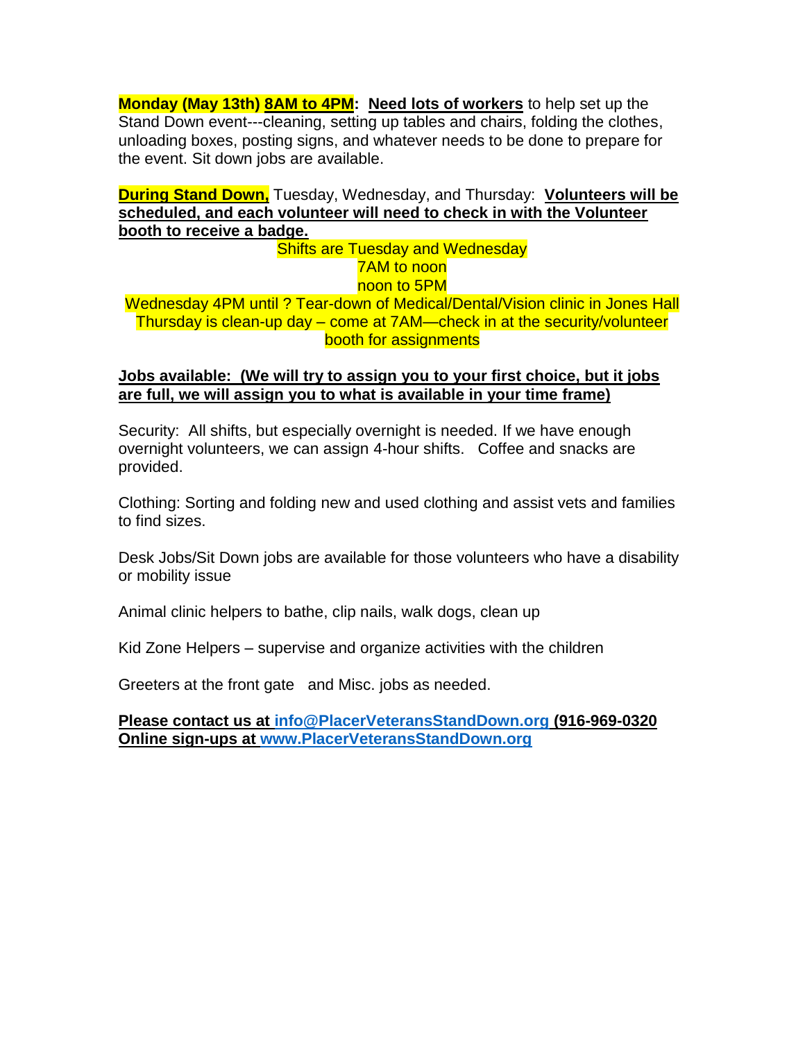**Monday (May 13th) 8AM to 4PM:** **Need lots of workers** to help set up the Stand Down event---cleaning, setting up tables and chairs, folding the clothes, unloading boxes, posting signs, and whatever needs to be done to prepare for the event. Sit down jobs are available.

**During Stand Down,** Tuesday, Wednesday, and Thursday: **Volunteers will be scheduled, and each volunteer will need to check in with the Volunteer booth to receive a badge.**

Shifts are Tuesday and Wednesday
7AM to noon
noon to 5PM
Wednesday 4PM until ? Tear-down of Medical/Dental/Vision clinic in Jones Hall
Thursday is clean-up day – come at 7AM—check in at the security/volunteer booth for assignments

**Jobs available: (We will try to assign you to your first choice, but it jobs are full, we will assign you to what is available in your time frame)**

Security: All shifts, but especially overnight is needed. If we have enough overnight volunteers, we can assign 4-hour shifts. Coffee and snacks are provided.

Clothing: Sorting and folding new and used clothing and assist vets and families to find sizes.

Desk Jobs/Sit Down jobs are available for those volunteers who have a disability or mobility issue

Animal clinic helpers to bathe, clip nails, walk dogs, clean up

Kid Zone Helpers – supervise and organize activities with the children

Greeters at the front gate and Misc. jobs as needed.

**Please contact us at info@PlacerVeteransStandDown.org (916-969-0320**
**Online sign-ups at www.PlacerVeteransStandDown.org**